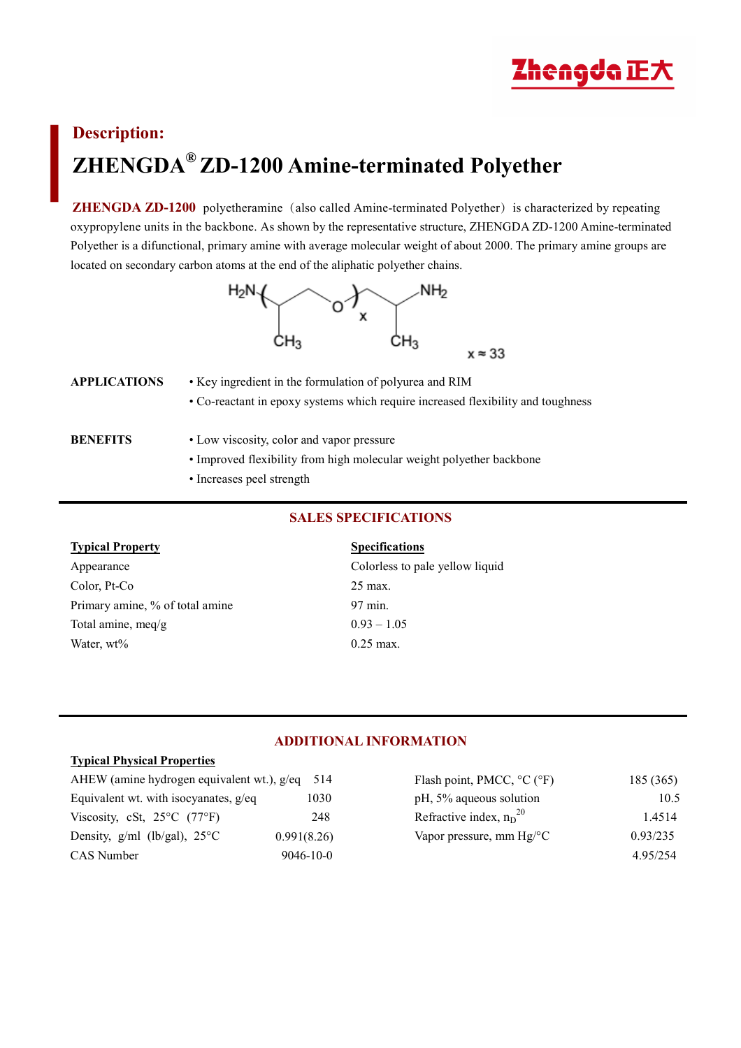**Description:**

# ZHENGDA® ZD-1200 Amine-terminated Polyether

**ZHENGDA ZD-1200** polyetheramine（also called Amine-terminated Polyether）is characterized by repeating oxypropylene units in the backbone. As shown by the representative structure, ZHENGDA ZD-1200 Amine-terminated Polyether is a difunctional, primary amine with average molecular weight of about 2000. The primary amine groups are located on secondary carbon atoms at the end of the aliphatic polyether chains.

$H_2N$–[CH($CH_3$)–$CH_2$–O]$_x$–$CH_2$–CH($CH_3$)–$NH_2$

$x \approx 33$

**APPLICATIONS**

- Key ingredient in the formulation of polyurea and RIM
- Co-reactant in epoxy systems which require increased flexibility and toughness

**BENEFITS**

- Low viscosity, color and vapor pressure
- Improved flexibility from high molecular weight polyether backbone
- Increases peel strength

## SALES SPECIFICATIONS

| Typical Property | Specifications |
|---|---|
| Appearance | Colorless to pale yellow liquid |
| Color, Pt-Co | 25 max. |
| Primary amine, % of total amine | 97 min. |
| Total amine, meq/g | 0.93 – 1.05 |
| Water, wt% | 0.25 max. |

## ADDITIONAL INFORMATION

**Typical Physical Properties**

| Property | Value | Property | Value |
|---|---|---|---|
| AHEW (amine hydrogen equivalent wt.), g/eq | 514 | Flash point, PMCC, °C (°F) | 185 (365) |
| Equivalent wt. with isocyanates, g/eq | 1030 | pH, 5% aqueous solution | 10.5 |
| Viscosity, cSt, 25°C (77°F) | 248 | Refractive index, $n_D^{20}$ | 1.4514 |
| Density, g/ml (lb/gal), 25°C | 0.991(8.26) | Vapor pressure, mm Hg/°C | 0.93/235 |
| CAS Number | 9046-10-0 | | 4.95/254 |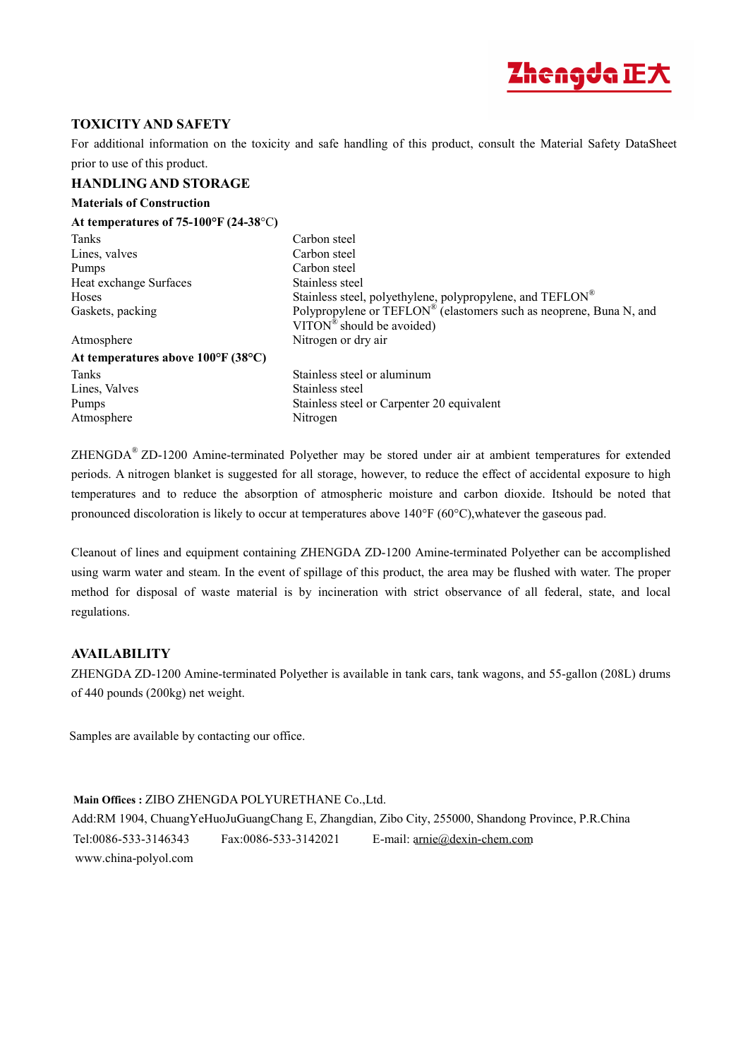## TOXICITY AND SAFETY

For additional information on the toxicity and safe handling of this product, consult the Material Safety DataSheet prior to use of this product.

## HANDLING AND STORAGE

### Materials of Construction

**At temperatures of 75-100°F (24-38°C)**

| | |
|---|---|
| Tanks | Carbon steel |
| Lines, valves | Carbon steel |
| Pumps | Carbon steel |
| Heat exchange Surfaces | Stainless steel |
| Hoses | Stainless steel, polyethylene, polypropylene, and TEFLON® |
| Gaskets, packing | Polypropylene or TEFLON® (elastomers such as neoprene, Buna N, and VITON® should be avoided) |
| Atmosphere | Nitrogen or dry air |

**At temperatures above 100°F (38°C)**

| | |
|---|---|
| Tanks | Stainless steel or aluminum |
| Lines, Valves | Stainless steel |
| Pumps | Stainless steel or Carpenter 20 equivalent |
| Atmosphere | Nitrogen |

ZHENGDA® ZD-1200 Amine-terminated Polyether may be stored under air at ambient temperatures for extended periods. A nitrogen blanket is suggested for all storage, however, to reduce the effect of accidental exposure to high temperatures and to reduce the absorption of atmospheric moisture and carbon dioxide. Itshould be noted that pronounced discoloration is likely to occur at temperatures above 140°F (60°C),whatever the gaseous pad.

Cleanout of lines and equipment containing ZHENGDA ZD-1200 Amine-terminated Polyether can be accomplished using warm water and steam. In the event of spillage of this product, the area may be flushed with water. The proper method for disposal of waste material is by incineration with strict observance of all federal, state, and local regulations.

## AVAILABILITY

ZHENGDA ZD-1200 Amine-terminated Polyether is available in tank cars, tank wagons, and 55-gallon (208L) drums of 440 pounds (200kg) net weight.

Samples are available by contacting our office.

**Main Offices :** ZIBO ZHENGDA POLYURETHANE Co.,Ltd.
Add:RM 1904, ChuangYeHuoJuGuangChang E, Zhangdian, Zibo City, 255000, Shandong Province, P.R.China
Tel:0086-533-3146343 Fax:0086-533-3142021 E-mail: arnie@dexin-chem.com
www.china-polyol.com